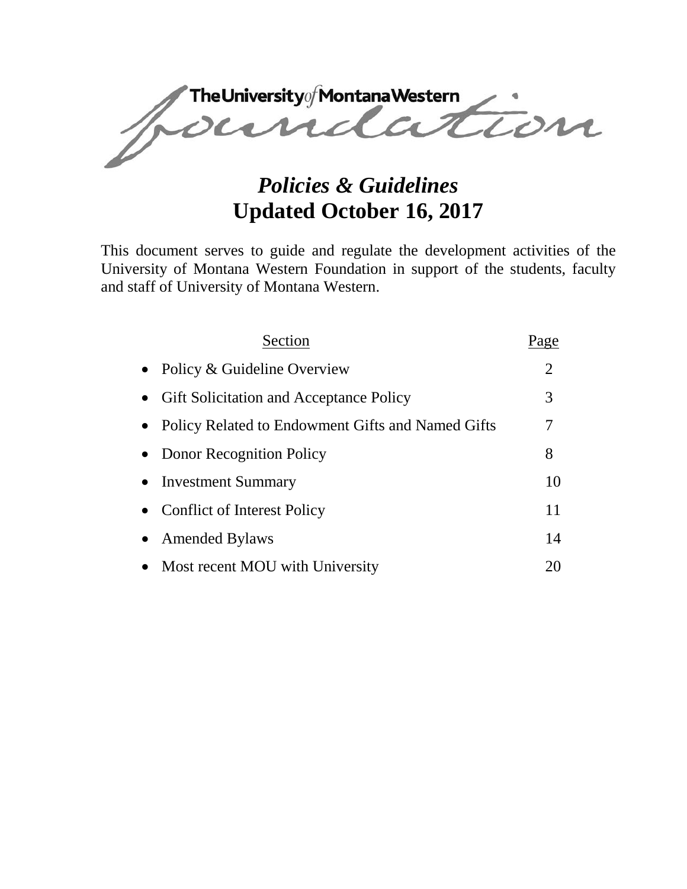The University of Montana Western

Foundation

# *Policies & Guidelines*

## Updated October 16, 2017

This document serves to guide and regulate the development activities of the University of Montana Western Foundation in support of the students, faculty and staff of University of Montana Western.

| Section | Page |
|---|---|
| • Policy & Guideline Overview | 2 |
| • Gift Solicitation and Acceptance Policy | 3 |
| • Policy Related to Endowment Gifts and Named Gifts | 7 |
| • Donor Recognition Policy | 8 |
| • Investment Summary | 10 |
| • Conflict of Interest Policy | 11 |
| • Amended Bylaws | 14 |
| • Most recent MOU with University | 20 |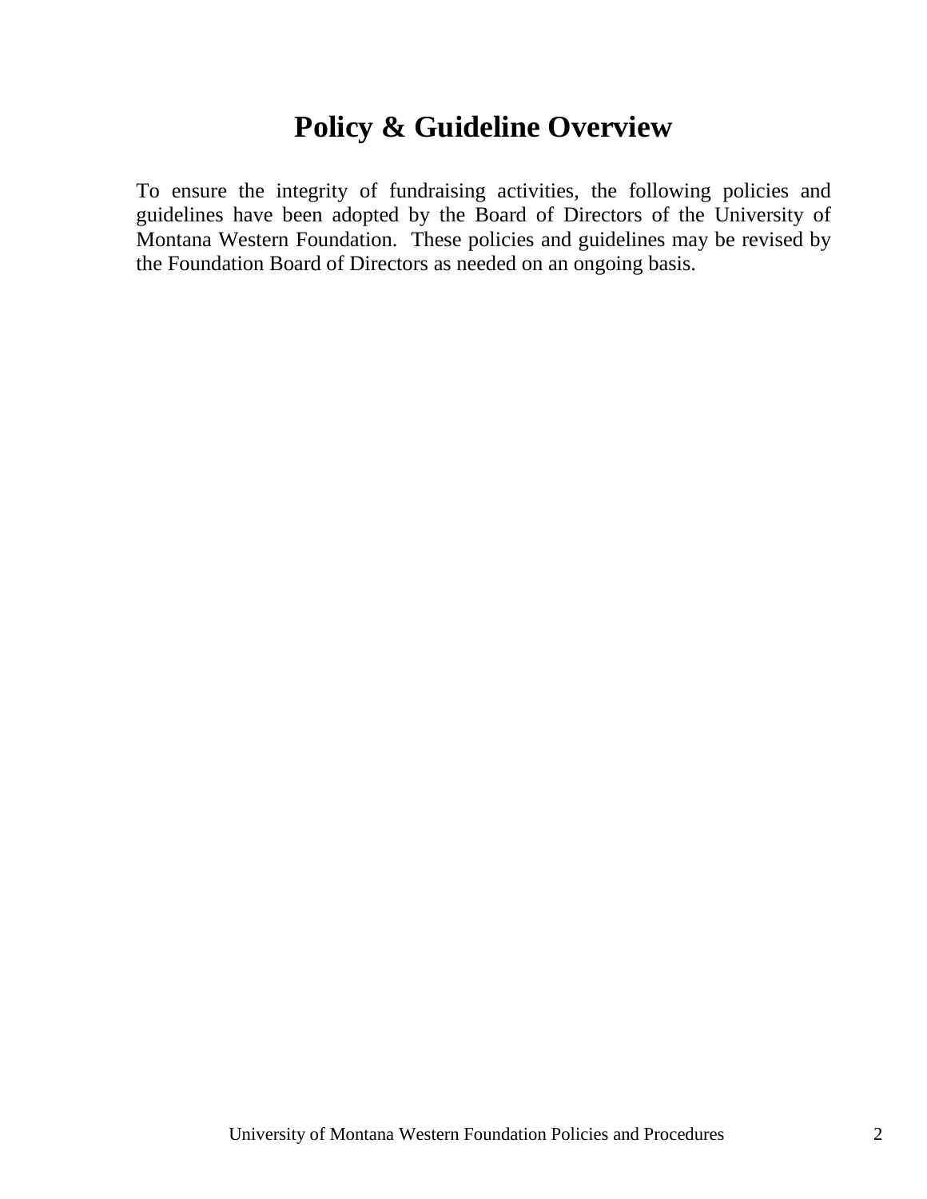# Policy & Guideline Overview

To ensure the integrity of fundraising activities, the following policies and guidelines have been adopted by the Board of Directors of the University of Montana Western Foundation. These policies and guidelines may be revised by the Foundation Board of Directors as needed on an ongoing basis.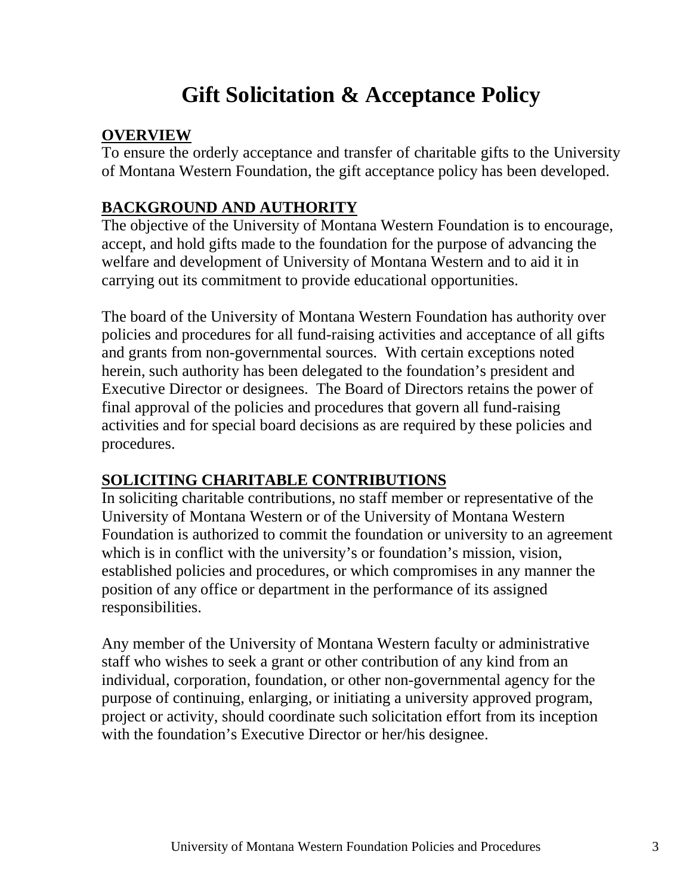# Gift Solicitation & Acceptance Policy

## OVERVIEW

To ensure the orderly acceptance and transfer of charitable gifts to the University of Montana Western Foundation, the gift acceptance policy has been developed.

## BACKGROUND AND AUTHORITY

The objective of the University of Montana Western Foundation is to encourage, accept, and hold gifts made to the foundation for the purpose of advancing the welfare and development of University of Montana Western and to aid it in carrying out its commitment to provide educational opportunities.

The board of the University of Montana Western Foundation has authority over policies and procedures for all fund-raising activities and acceptance of all gifts and grants from non-governmental sources. With certain exceptions noted herein, such authority has been delegated to the foundation's president and Executive Director or designees. The Board of Directors retains the power of final approval of the policies and procedures that govern all fund-raising activities and for special board decisions as are required by these policies and procedures.

## SOLICITING CHARITABLE CONTRIBUTIONS

In soliciting charitable contributions, no staff member or representative of the University of Montana Western or of the University of Montana Western Foundation is authorized to commit the foundation or university to an agreement which is in conflict with the university's or foundation's mission, vision, established policies and procedures, or which compromises in any manner the position of any office or department in the performance of its assigned responsibilities.

Any member of the University of Montana Western faculty or administrative staff who wishes to seek a grant or other contribution of any kind from an individual, corporation, foundation, or other non-governmental agency for the purpose of continuing, enlarging, or initiating a university approved program, project or activity, should coordinate such solicitation effort from its inception with the foundation's Executive Director or her/his designee.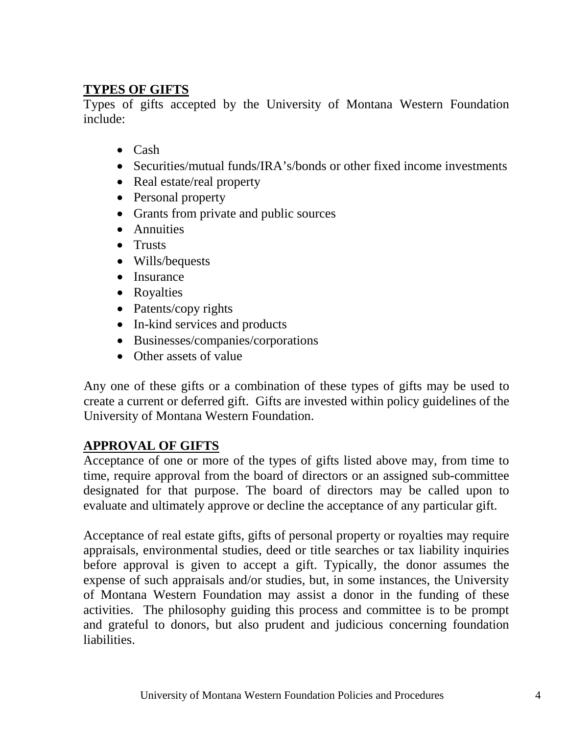## TYPES OF GIFTS

Types of gifts accepted by the University of Montana Western Foundation include:

- Cash
- Securities/mutual funds/IRA's/bonds or other fixed income investments
- Real estate/real property
- Personal property
- Grants from private and public sources
- Annuities
- Trusts
- Wills/bequests
- Insurance
- Royalties
- Patents/copy rights
- In-kind services and products
- Businesses/companies/corporations
- Other assets of value

Any one of these gifts or a combination of these types of gifts may be used to create a current or deferred gift. Gifts are invested within policy guidelines of the University of Montana Western Foundation.

## APPROVAL OF GIFTS

Acceptance of one or more of the types of gifts listed above may, from time to time, require approval from the board of directors or an assigned sub-committee designated for that purpose. The board of directors may be called upon to evaluate and ultimately approve or decline the acceptance of any particular gift.

Acceptance of real estate gifts, gifts of personal property or royalties may require appraisals, environmental studies, deed or title searches or tax liability inquiries before approval is given to accept a gift. Typically, the donor assumes the expense of such appraisals and/or studies, but, in some instances, the University of Montana Western Foundation may assist a donor in the funding of these activities. The philosophy guiding this process and committee is to be prompt and grateful to donors, but also prudent and judicious concerning foundation liabilities.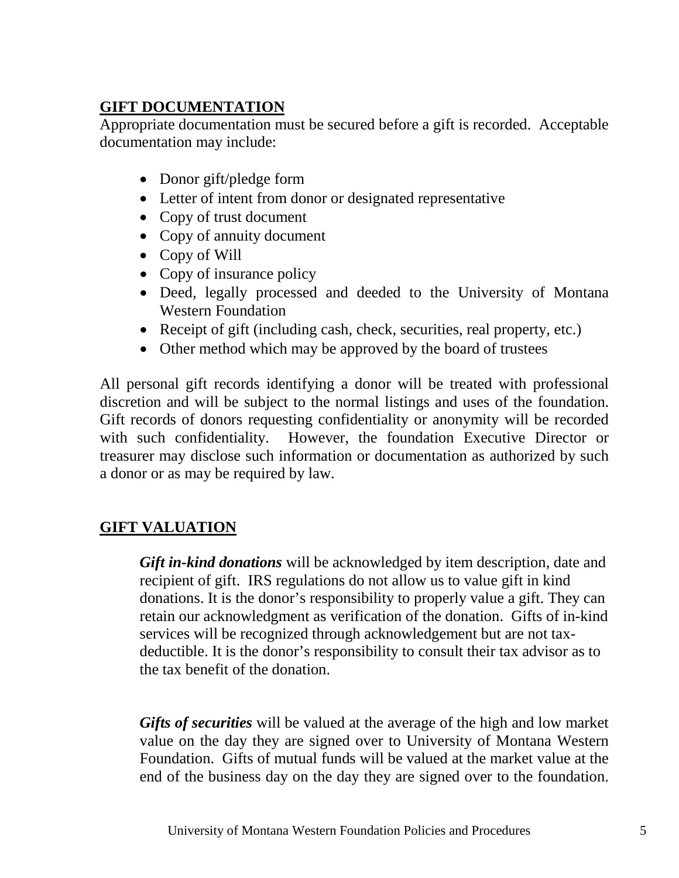## GIFT DOCUMENTATION

Appropriate documentation must be secured before a gift is recorded. Acceptable documentation may include:

- Donor gift/pledge form
- Letter of intent from donor or designated representative
- Copy of trust document
- Copy of annuity document
- Copy of Will
- Copy of insurance policy
- Deed, legally processed and deeded to the University of Montana Western Foundation
- Receipt of gift (including cash, check, securities, real property, etc.)
- Other method which may be approved by the board of trustees

All personal gift records identifying a donor will be treated with professional discretion and will be subject to the normal listings and uses of the foundation. Gift records of donors requesting confidentiality or anonymity will be recorded with such confidentiality. However, the foundation Executive Director or treasurer may disclose such information or documentation as authorized by such a donor or as may be required by law.

## GIFT VALUATION

***Gift in-kind donations*** will be acknowledged by item description, date and recipient of gift. IRS regulations do not allow us to value gift in kind donations. It is the donor's responsibility to properly value a gift. They can retain our acknowledgment as verification of the donation. Gifts of in-kind services will be recognized through acknowledgement but are not tax-deductible. It is the donor's responsibility to consult their tax advisor as to the tax benefit of the donation.

***Gifts of securities*** will be valued at the average of the high and low market value on the day they are signed over to University of Montana Western Foundation. Gifts of mutual funds will be valued at the market value at the end of the business day on the day they are signed over to the foundation.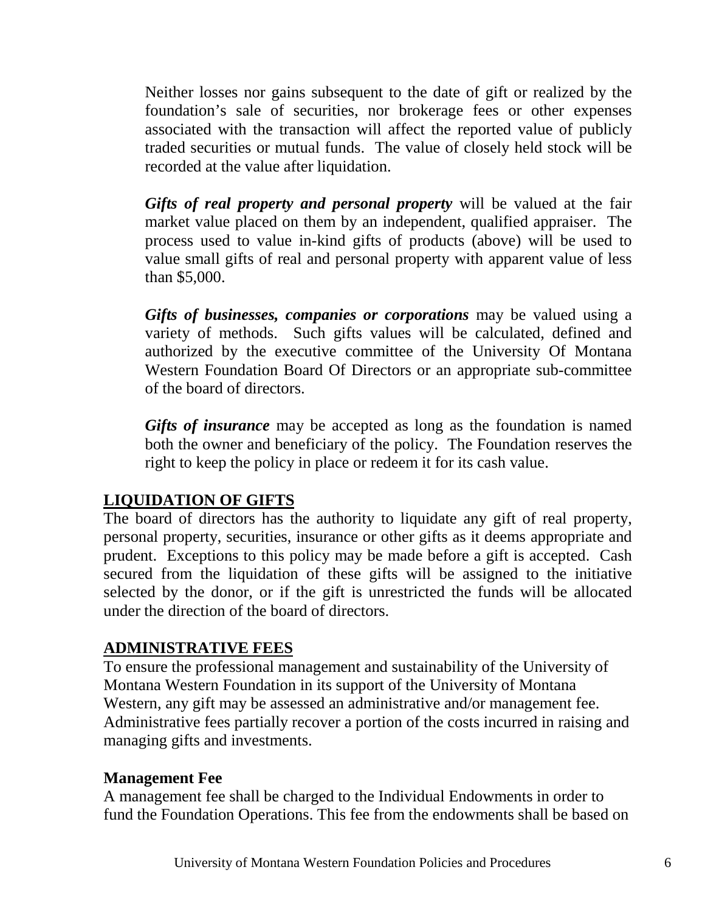Neither losses nor gains subsequent to the date of gift or realized by the foundation's sale of securities, nor brokerage fees or other expenses associated with the transaction will affect the reported value of publicly traded securities or mutual funds. The value of closely held stock will be recorded at the value after liquidation.

***Gifts of real property and personal property*** will be valued at the fair market value placed on them by an independent, qualified appraiser. The process used to value in-kind gifts of products (above) will be used to value small gifts of real and personal property with apparent value of less than $5,000.

***Gifts of businesses, companies or corporations*** may be valued using a variety of methods. Such gifts values will be calculated, defined and authorized by the executive committee of the University Of Montana Western Foundation Board Of Directors or an appropriate sub-committee of the board of directors.

***Gifts of insurance*** may be accepted as long as the foundation is named both the owner and beneficiary of the policy. The Foundation reserves the right to keep the policy in place or redeem it for its cash value.

## LIQUIDATION OF GIFTS

The board of directors has the authority to liquidate any gift of real property, personal property, securities, insurance or other gifts as it deems appropriate and prudent. Exceptions to this policy may be made before a gift is accepted. Cash secured from the liquidation of these gifts will be assigned to the initiative selected by the donor, or if the gift is unrestricted the funds will be allocated under the direction of the board of directors.

## ADMINISTRATIVE FEES

To ensure the professional management and sustainability of the University of Montana Western Foundation in its support of the University of Montana Western, any gift may be assessed an administrative and/or management fee. Administrative fees partially recover a portion of the costs incurred in raising and managing gifts and investments.

### Management Fee

A management fee shall be charged to the Individual Endowments in order to fund the Foundation Operations. This fee from the endowments shall be based on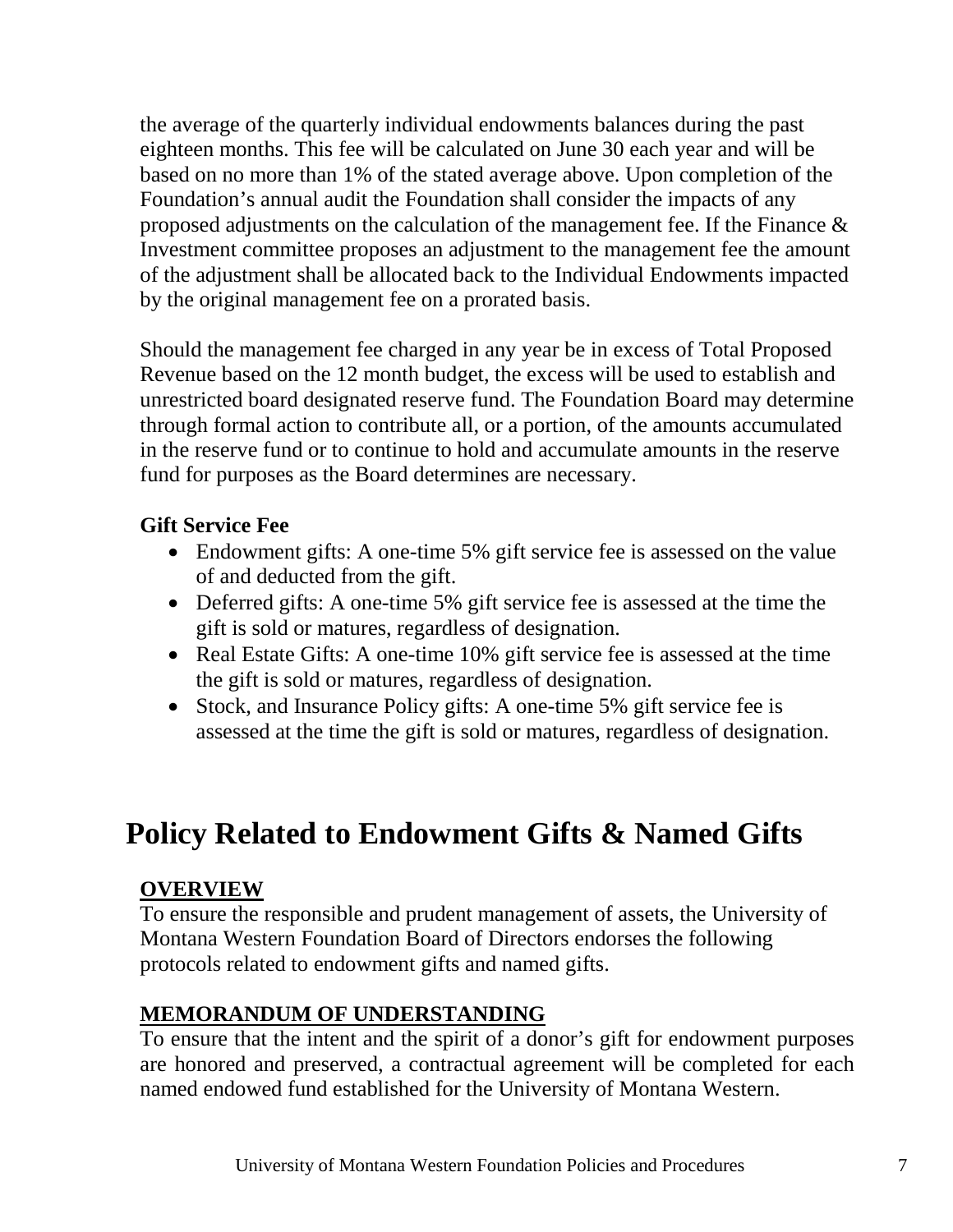the average of the quarterly individual endowments balances during the past eighteen months. This fee will be calculated on June 30 each year and will be based on no more than 1% of the stated average above. Upon completion of the Foundation's annual audit the Foundation shall consider the impacts of any proposed adjustments on the calculation of the management fee. If the Finance & Investment committee proposes an adjustment to the management fee the amount of the adjustment shall be allocated back to the Individual Endowments impacted by the original management fee on a prorated basis.

Should the management fee charged in any year be in excess of Total Proposed Revenue based on the 12 month budget, the excess will be used to establish and unrestricted board designated reserve fund. The Foundation Board may determine through formal action to contribute all, or a portion, of the amounts accumulated in the reserve fund or to continue to hold and accumulate amounts in the reserve fund for purposes as the Board determines are necessary.

**Gift Service Fee**

- Endowment gifts: A one-time 5% gift service fee is assessed on the value of and deducted from the gift.
- Deferred gifts: A one-time 5% gift service fee is assessed at the time the gift is sold or matures, regardless of designation.
- Real Estate Gifts: A one-time 10% gift service fee is assessed at the time the gift is sold or matures, regardless of designation.
- Stock, and Insurance Policy gifts: A one-time 5% gift service fee is assessed at the time the gift is sold or matures, regardless of designation.

# Policy Related to Endowment Gifts & Named Gifts

## OVERVIEW

To ensure the responsible and prudent management of assets, the University of Montana Western Foundation Board of Directors endorses the following protocols related to endowment gifts and named gifts.

## MEMORANDUM OF UNDERSTANDING

To ensure that the intent and the spirit of a donor's gift for endowment purposes are honored and preserved, a contractual agreement will be completed for each named endowed fund established for the University of Montana Western.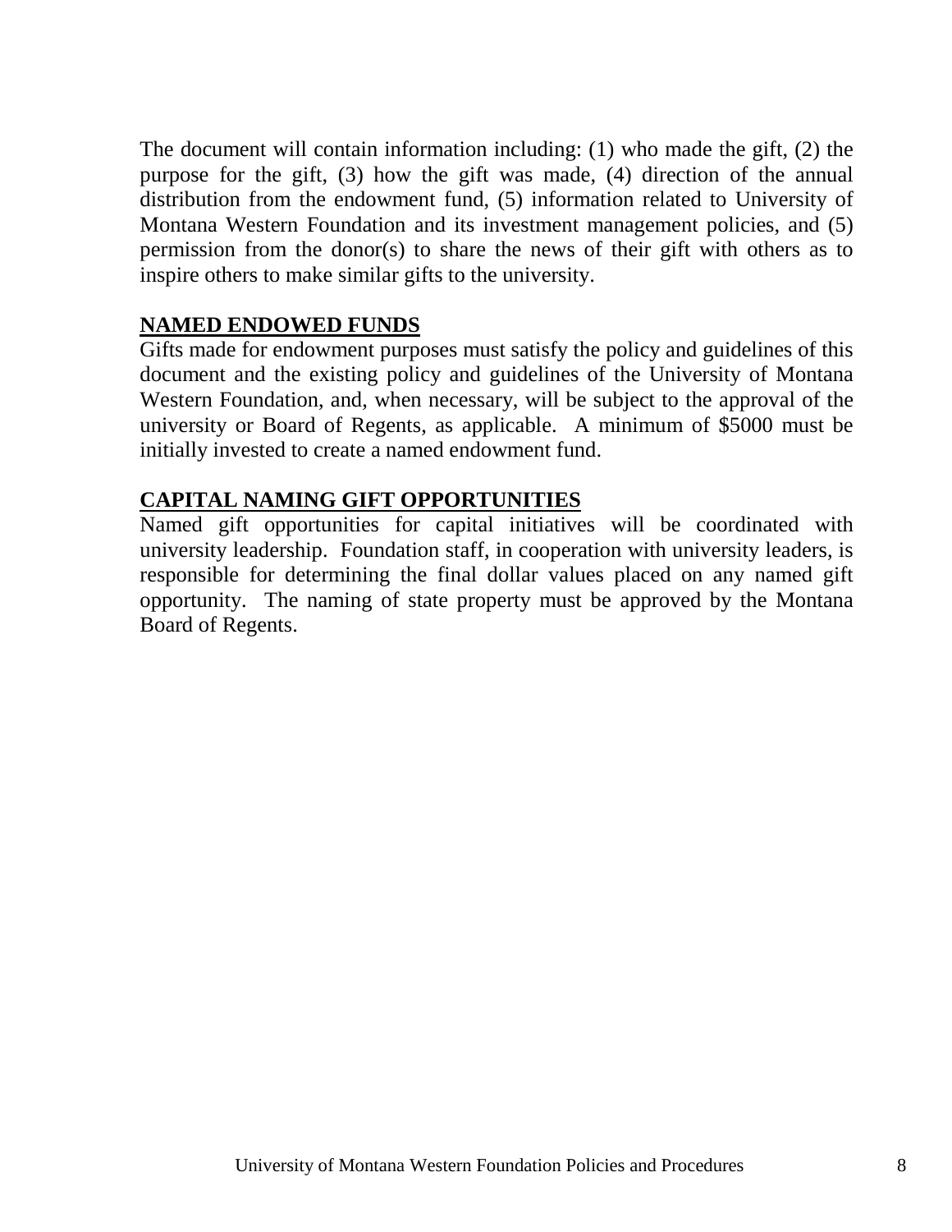The document will contain information including: (1) who made the gift, (2) the purpose for the gift, (3) how the gift was made, (4) direction of the annual distribution from the endowment fund, (5) information related to University of Montana Western Foundation and its investment management policies, and (5) permission from the donor(s) to share the news of their gift with others as to inspire others to make similar gifts to the university.

## NAMED ENDOWED FUNDS

Gifts made for endowment purposes must satisfy the policy and guidelines of this document and the existing policy and guidelines of the University of Montana Western Foundation, and, when necessary, will be subject to the approval of the university or Board of Regents, as applicable. A minimum of $5000 must be initially invested to create a named endowment fund.

## CAPITAL NAMING GIFT OPPORTUNITIES

Named gift opportunities for capital initiatives will be coordinated with university leadership. Foundation staff, in cooperation with university leaders, is responsible for determining the final dollar values placed on any named gift opportunity. The naming of state property must be approved by the Montana Board of Regents.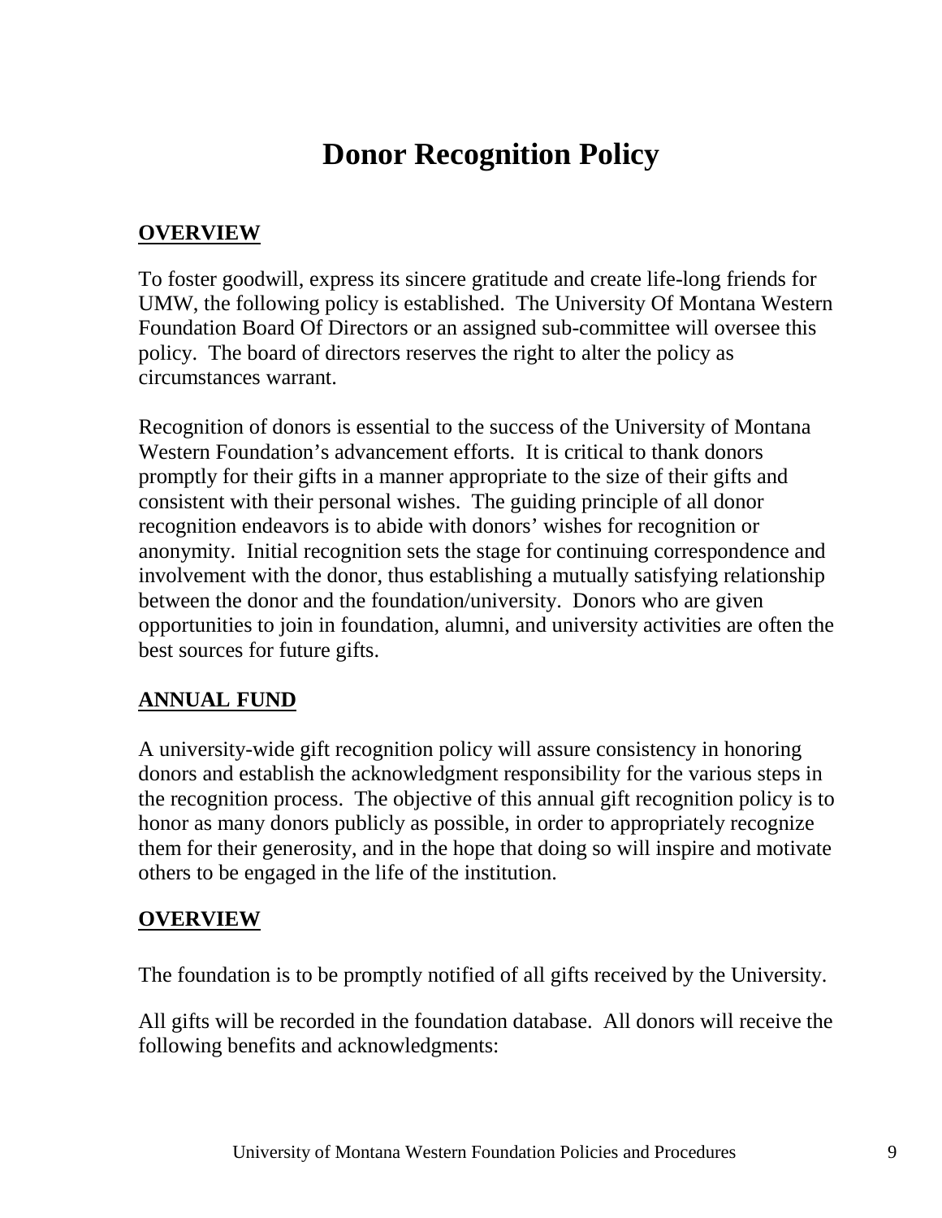# Donor Recognition Policy

## OVERVIEW

To foster goodwill, express its sincere gratitude and create life-long friends for UMW, the following policy is established. The University Of Montana Western Foundation Board Of Directors or an assigned sub-committee will oversee this policy. The board of directors reserves the right to alter the policy as circumstances warrant.

Recognition of donors is essential to the success of the University of Montana Western Foundation's advancement efforts. It is critical to thank donors promptly for their gifts in a manner appropriate to the size of their gifts and consistent with their personal wishes. The guiding principle of all donor recognition endeavors is to abide with donors' wishes for recognition or anonymity. Initial recognition sets the stage for continuing correspondence and involvement with the donor, thus establishing a mutually satisfying relationship between the donor and the foundation/university. Donors who are given opportunities to join in foundation, alumni, and university activities are often the best sources for future gifts.

## ANNUAL FUND

A university-wide gift recognition policy will assure consistency in honoring donors and establish the acknowledgment responsibility for the various steps in the recognition process. The objective of this annual gift recognition policy is to honor as many donors publicly as possible, in order to appropriately recognize them for their generosity, and in the hope that doing so will inspire and motivate others to be engaged in the life of the institution.

## OVERVIEW

The foundation is to be promptly notified of all gifts received by the University.

All gifts will be recorded in the foundation database. All donors will receive the following benefits and acknowledgments: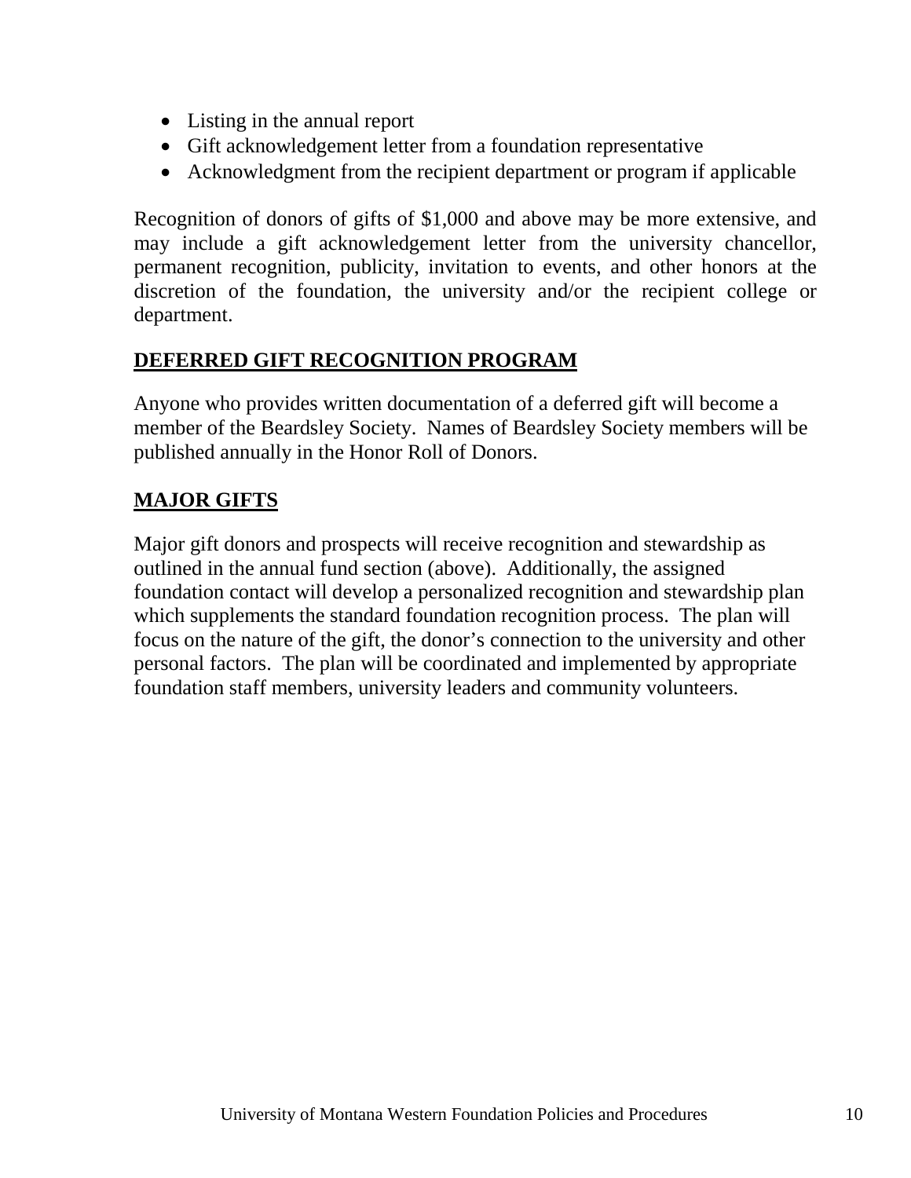- Listing in the annual report
- Gift acknowledgement letter from a foundation representative
- Acknowledgment from the recipient department or program if applicable

Recognition of donors of gifts of $1,000 and above may be more extensive, and may include a gift acknowledgement letter from the university chancellor, permanent recognition, publicity, invitation to events, and other honors at the discretion of the foundation, the university and/or the recipient college or department.

## DEFERRED GIFT RECOGNITION PROGRAM

Anyone who provides written documentation of a deferred gift will become a member of the Beardsley Society. Names of Beardsley Society members will be published annually in the Honor Roll of Donors.

## MAJOR GIFTS

Major gift donors and prospects will receive recognition and stewardship as outlined in the annual fund section (above). Additionally, the assigned foundation contact will develop a personalized recognition and stewardship plan which supplements the standard foundation recognition process. The plan will focus on the nature of the gift, the donor's connection to the university and other personal factors. The plan will be coordinated and implemented by appropriate foundation staff members, university leaders and community volunteers.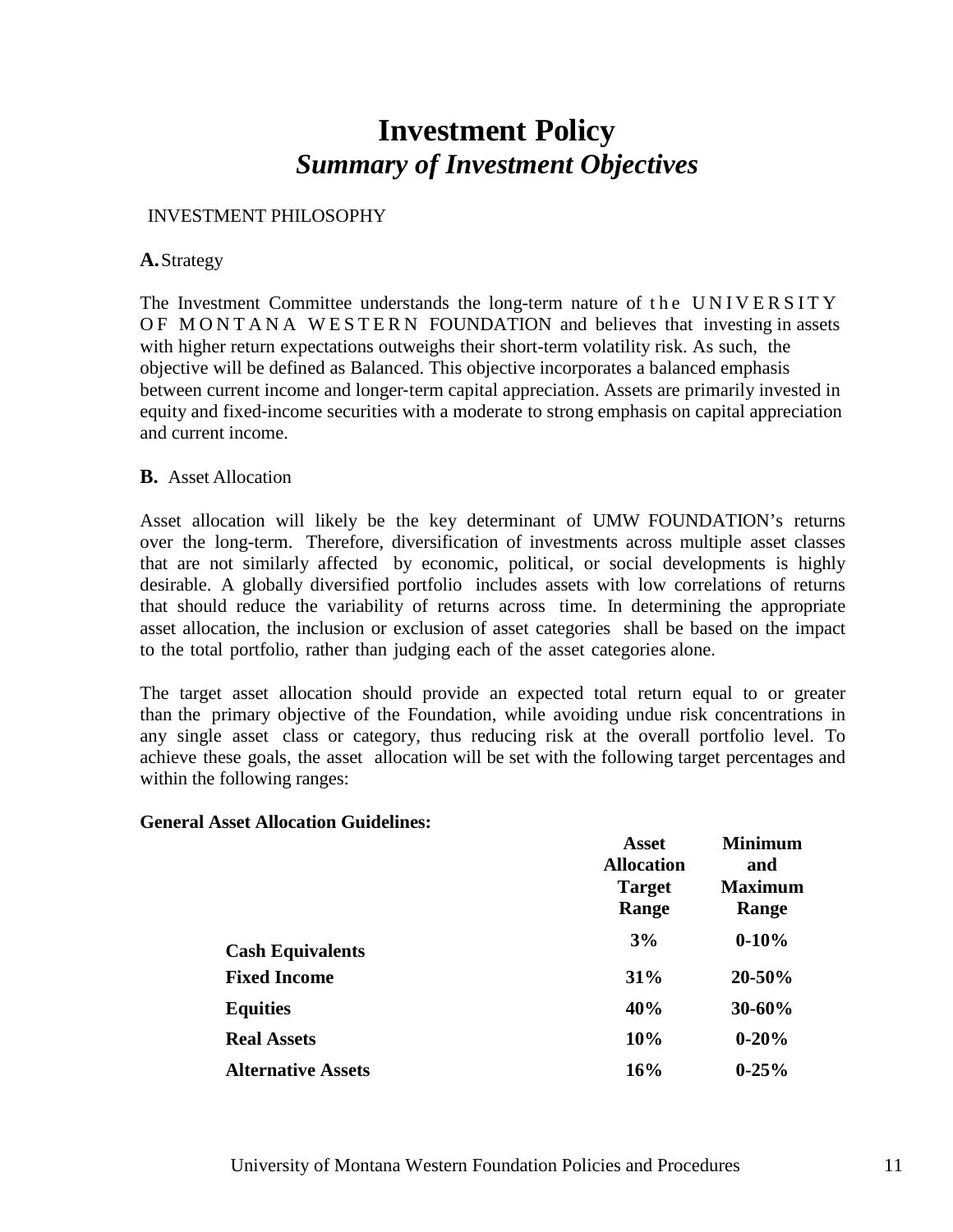# Investment Policy

## *Summary of Investment Objectives*

INVESTMENT PHILOSOPHY

**A.** Strategy

The Investment Committee understands the long-term nature of the UNIVERSITY OF MONTANA WESTERN FOUNDATION and believes that investing in assets with higher return expectations outweighs their short-term volatility risk. As such, the objective will be defined as Balanced. This objective incorporates a balanced emphasis between current income and longer-term capital appreciation. Assets are primarily invested in equity and fixed-income securities with a moderate to strong emphasis on capital appreciation and current income.

**B.** Asset Allocation

Asset allocation will likely be the key determinant of UMW FOUNDATION's returns over the long-term. Therefore, diversification of investments across multiple asset classes that are not similarly affected by economic, political, or social developments is highly desirable. A globally diversified portfolio includes assets with low correlations of returns that should reduce the variability of returns across time. In determining the appropriate asset allocation, the inclusion or exclusion of asset categories shall be based on the impact to the total portfolio, rather than judging each of the asset categories alone.

The target asset allocation should provide an expected total return equal to or greater than the primary objective of the Foundation, while avoiding undue risk concentrations in any single asset class or category, thus reducing risk at the overall portfolio level. To achieve these goals, the asset allocation will be set with the following target percentages and within the following ranges:

**General Asset Allocation Guidelines:**

| | **Asset Allocation Target Range** | **Minimum and Maximum Range** |
|---|---|---|
| **Cash Equivalents** | **3%** | **0-10%** |
| **Fixed Income** | **31%** | **20-50%** |
| **Equities** | **40%** | **30-60%** |
| **Real Assets** | **10%** | **0-20%** |
| **Alternative Assets** | **16%** | **0-25%** |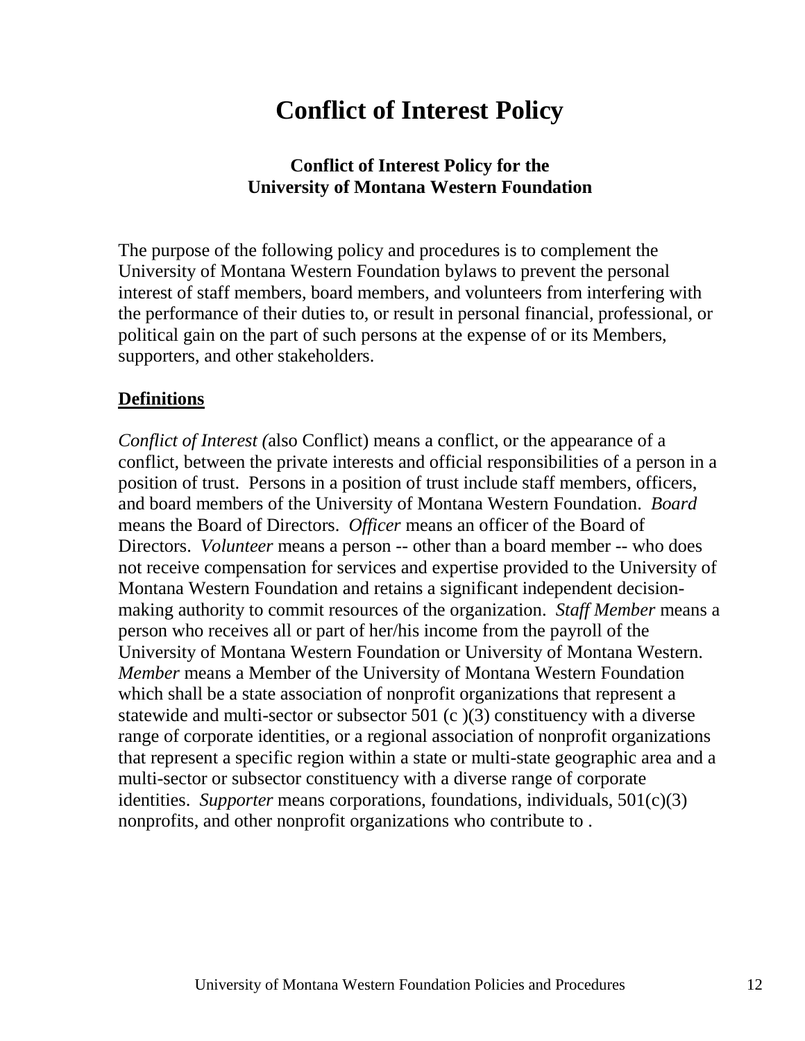# Conflict of Interest Policy

### Conflict of Interest Policy for the University of Montana Western Foundation

The purpose of the following policy and procedures is to complement the University of Montana Western Foundation bylaws to prevent the personal interest of staff members, board members, and volunteers from interfering with the performance of their duties to, or result in personal financial, professional, or political gain on the part of such persons at the expense of or its Members, supporters, and other stakeholders.

**Definitions**

*Conflict of Interest (*also Conflict) means a conflict, or the appearance of a conflict, between the private interests and official responsibilities of a person in a position of trust. Persons in a position of trust include staff members, officers, and board members of the University of Montana Western Foundation. *Board* means the Board of Directors. *Officer* means an officer of the Board of Directors. *Volunteer* means a person -- other than a board member -- who does not receive compensation for services and expertise provided to the University of Montana Western Foundation and retains a significant independent decision-making authority to commit resources of the organization. *Staff Member* means a person who receives all or part of her/his income from the payroll of the University of Montana Western Foundation or University of Montana Western. *Member* means a Member of the University of Montana Western Foundation which shall be a state association of nonprofit organizations that represent a statewide and multi-sector or subsector 501 (c )(3) constituency with a diverse range of corporate identities, or a regional association of nonprofit organizations that represent a specific region within a state or multi-state geographic area and a multi-sector or subsector constituency with a diverse range of corporate identities. *Supporter* means corporations, foundations, individuals, 501(c)(3) nonprofits, and other nonprofit organizations who contribute to .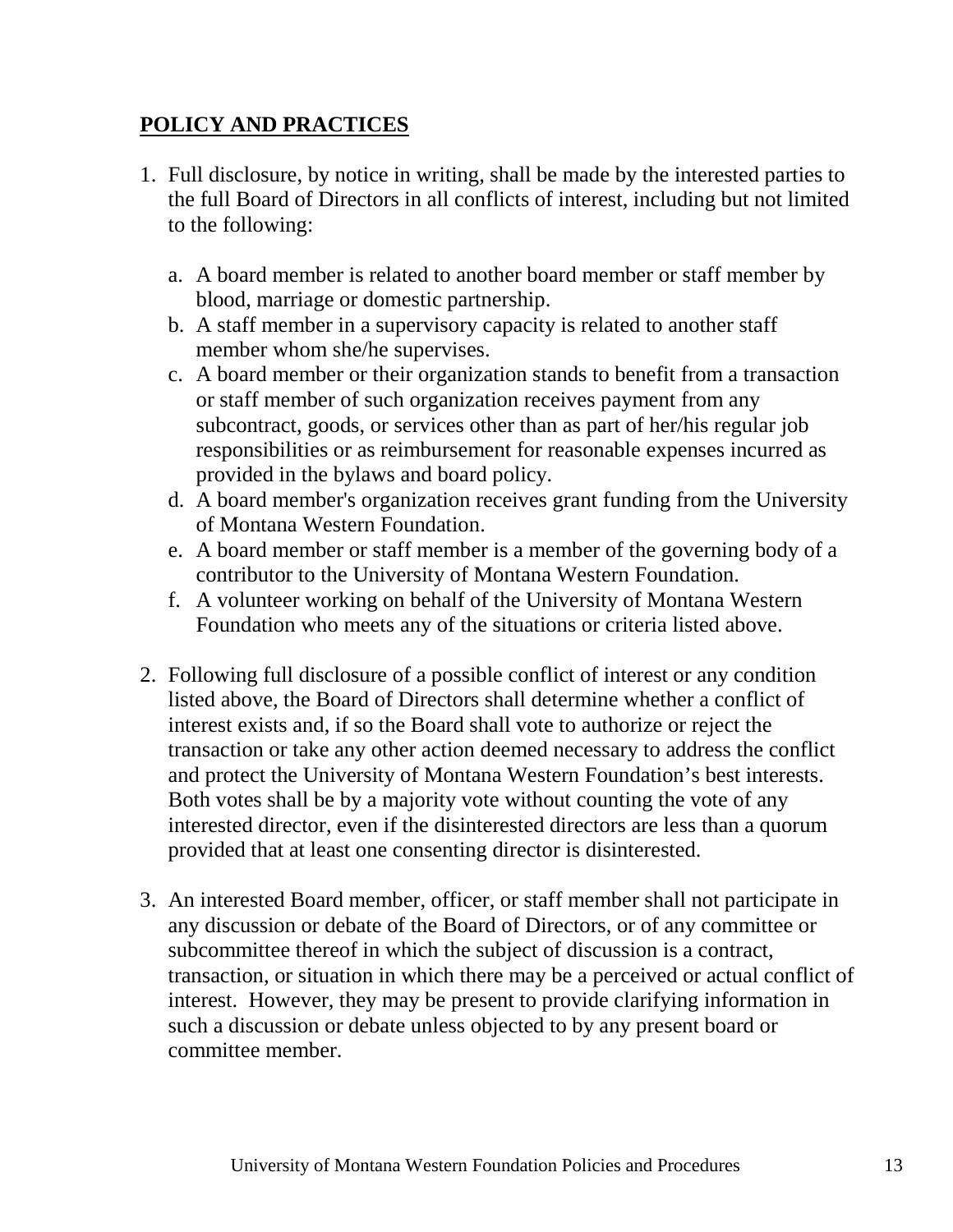## **POLICY AND PRACTICES**

1. Full disclosure, by notice in writing, shall be made by the interested parties to the full Board of Directors in all conflicts of interest, including but not limited to the following:

    a. A board member is related to another board member or staff member by blood, marriage or domestic partnership.
    b. A staff member in a supervisory capacity is related to another staff member whom she/he supervises.
    c. A board member or their organization stands to benefit from a transaction or staff member of such organization receives payment from any subcontract, goods, or services other than as part of her/his regular job responsibilities or as reimbursement for reasonable expenses incurred as provided in the bylaws and board policy.
    d. A board member's organization receives grant funding from the University of Montana Western Foundation.
    e. A board member or staff member is a member of the governing body of a contributor to the University of Montana Western Foundation.
    f. A volunteer working on behalf of the University of Montana Western Foundation who meets any of the situations or criteria listed above.

2. Following full disclosure of a possible conflict of interest or any condition listed above, the Board of Directors shall determine whether a conflict of interest exists and, if so the Board shall vote to authorize or reject the transaction or take any other action deemed necessary to address the conflict and protect the University of Montana Western Foundation's best interests. Both votes shall be by a majority vote without counting the vote of any interested director, even if the disinterested directors are less than a quorum provided that at least one consenting director is disinterested.

3. An interested Board member, officer, or staff member shall not participate in any discussion or debate of the Board of Directors, or of any committee or subcommittee thereof in which the subject of discussion is a contract, transaction, or situation in which there may be a perceived or actual conflict of interest. However, they may be present to provide clarifying information in such a discussion or debate unless objected to by any present board or committee member.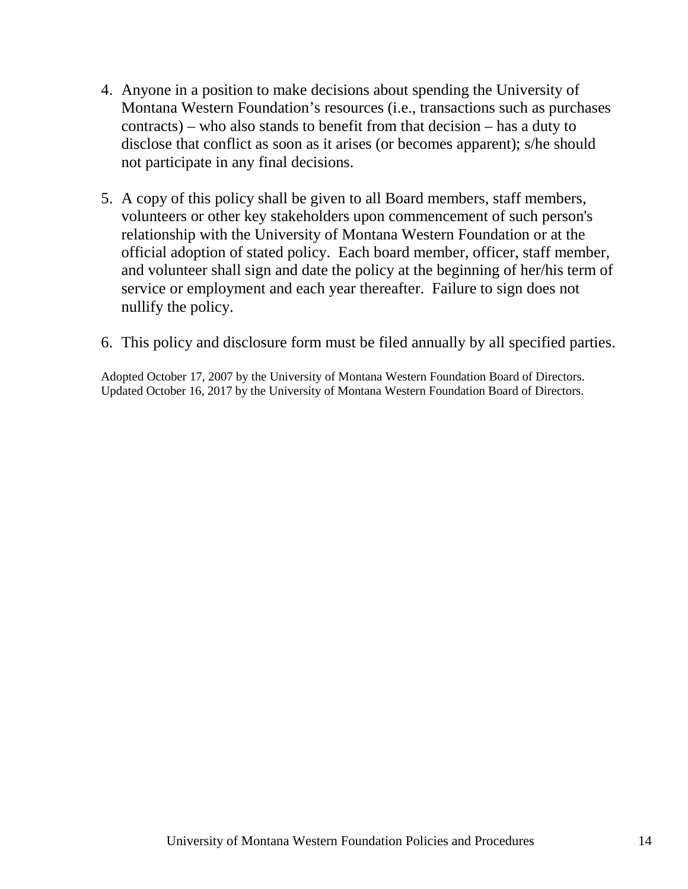4. Anyone in a position to make decisions about spending the University of Montana Western Foundation's resources (i.e., transactions such as purchases contracts) – who also stands to benefit from that decision – has a duty to disclose that conflict as soon as it arises (or becomes apparent); s/he should not participate in any final decisions.

5. A copy of this policy shall be given to all Board members, staff members, volunteers or other key stakeholders upon commencement of such person's relationship with the University of Montana Western Foundation or at the official adoption of stated policy. Each board member, officer, staff member, and volunteer shall sign and date the policy at the beginning of her/his term of service or employment and each year thereafter. Failure to sign does not nullify the policy.

6. This policy and disclosure form must be filed annually by all specified parties.

Adopted October 17, 2007 by the University of Montana Western Foundation Board of Directors.
Updated October 16, 2017 by the University of Montana Western Foundation Board of Directors.